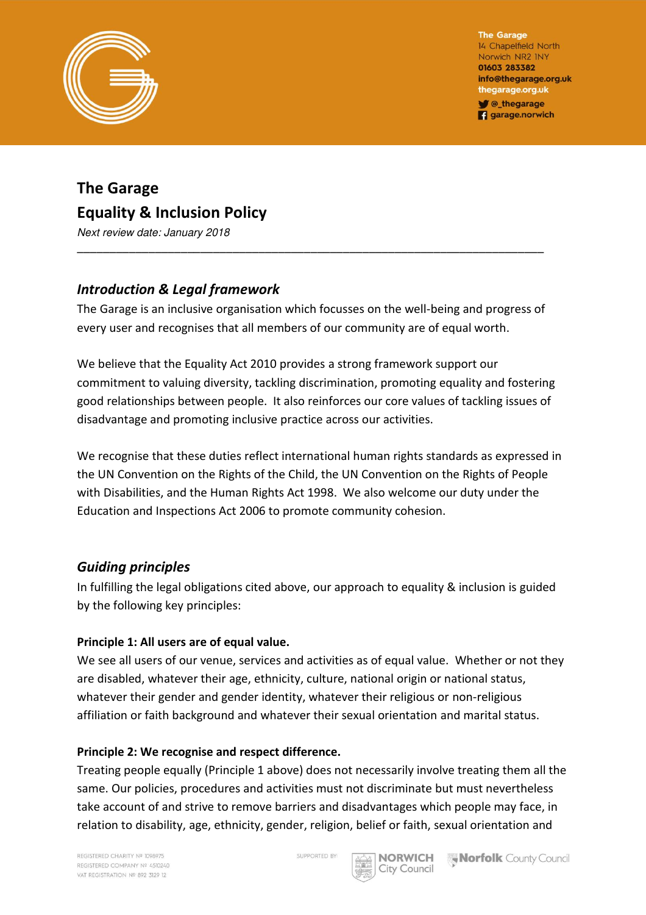The Garage
14 Chapelfield North
Norwich NR2 1NY
01603 283382
info@thegarage.org.uk
thegarage.org.uk
@_thegarage
garage.norwich

# The Garage
# Equality & Inclusion Policy

*Next review date: January 2018*

---

## *Introduction & Legal framework*

The Garage is an inclusive organisation which focusses on the well-being and progress of every user and recognises that all members of our community are of equal worth.

We believe that the Equality Act 2010 provides a strong framework support our commitment to valuing diversity, tackling discrimination, promoting equality and fostering good relationships between people. It also reinforces our core values of tackling issues of disadvantage and promoting inclusive practice across our activities.

We recognise that these duties reflect international human rights standards as expressed in the UN Convention on the Rights of the Child, the UN Convention on the Rights of People with Disabilities, and the Human Rights Act 1998. We also welcome our duty under the Education and Inspections Act 2006 to promote community cohesion.

## *Guiding principles*

In fulfilling the legal obligations cited above, our approach to equality & inclusion is guided by the following key principles:

**Principle 1: All users are of equal value.**

We see all users of our venue, services and activities as of equal value. Whether or not they are disabled, whatever their age, ethnicity, culture, national origin or national status, whatever their gender and gender identity, whatever their religious or non-religious affiliation or faith background and whatever their sexual orientation and marital status.

**Principle 2: We recognise and respect difference.**

Treating people equally (Principle 1 above) does not necessarily involve treating them all the same. Our policies, procedures and activities must not discriminate but must nevertheless take account of and strive to remove barriers and disadvantages which people may face, in relation to disability, age, ethnicity, gender, religion, belief or faith, sexual orientation and

REGISTERED CHARITY № 1098975
REGISTERED COMPANY № 4510240
VAT REGISTRATION № 892 3129 12

SUPPORTED BY: NORWICH City Council, Norfolk County Council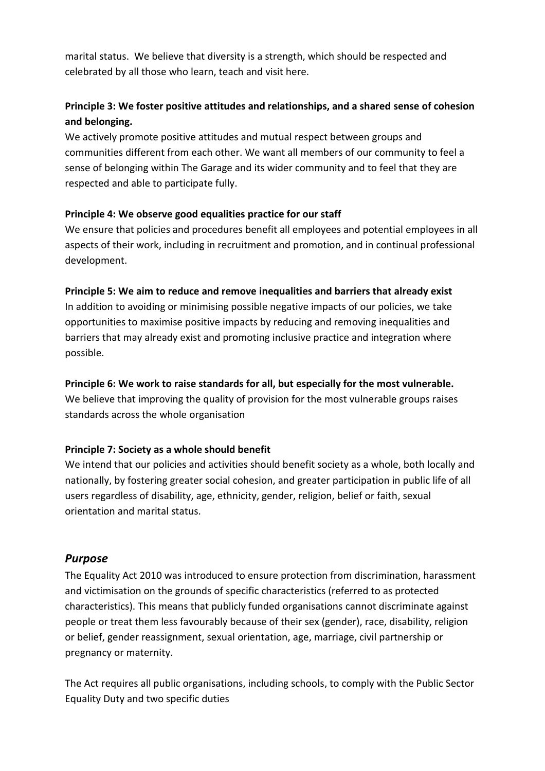marital status. We believe that diversity is a strength, which should be respected and celebrated by all those who learn, teach and visit here.

**Principle 3: We foster positive attitudes and relationships, and a shared sense of cohesion and belonging.**

We actively promote positive attitudes and mutual respect between groups and communities different from each other. We want all members of our community to feel a sense of belonging within The Garage and its wider community and to feel that they are respected and able to participate fully.

**Principle 4: We observe good equalities practice for our staff**

We ensure that policies and procedures benefit all employees and potential employees in all aspects of their work, including in recruitment and promotion, and in continual professional development.

**Principle 5: We aim to reduce and remove inequalities and barriers that already exist**

In addition to avoiding or minimising possible negative impacts of our policies, we take opportunities to maximise positive impacts by reducing and removing inequalities and barriers that may already exist and promoting inclusive practice and integration where possible.

**Principle 6: We work to raise standards for all, but especially for the most vulnerable.**

We believe that improving the quality of provision for the most vulnerable groups raises standards across the whole organisation

**Principle 7: Society as a whole should benefit**

We intend that our policies and activities should benefit society as a whole, both locally and nationally, by fostering greater social cohesion, and greater participation in public life of all users regardless of disability, age, ethnicity, gender, religion, belief or faith, sexual orientation and marital status.

## *Purpose*

The Equality Act 2010 was introduced to ensure protection from discrimination, harassment and victimisation on the grounds of specific characteristics (referred to as protected characteristics). This means that publicly funded organisations cannot discriminate against people or treat them less favourably because of their sex (gender), race, disability, religion or belief, gender reassignment, sexual orientation, age, marriage, civil partnership or pregnancy or maternity.

The Act requires all public organisations, including schools, to comply with the Public Sector Equality Duty and two specific duties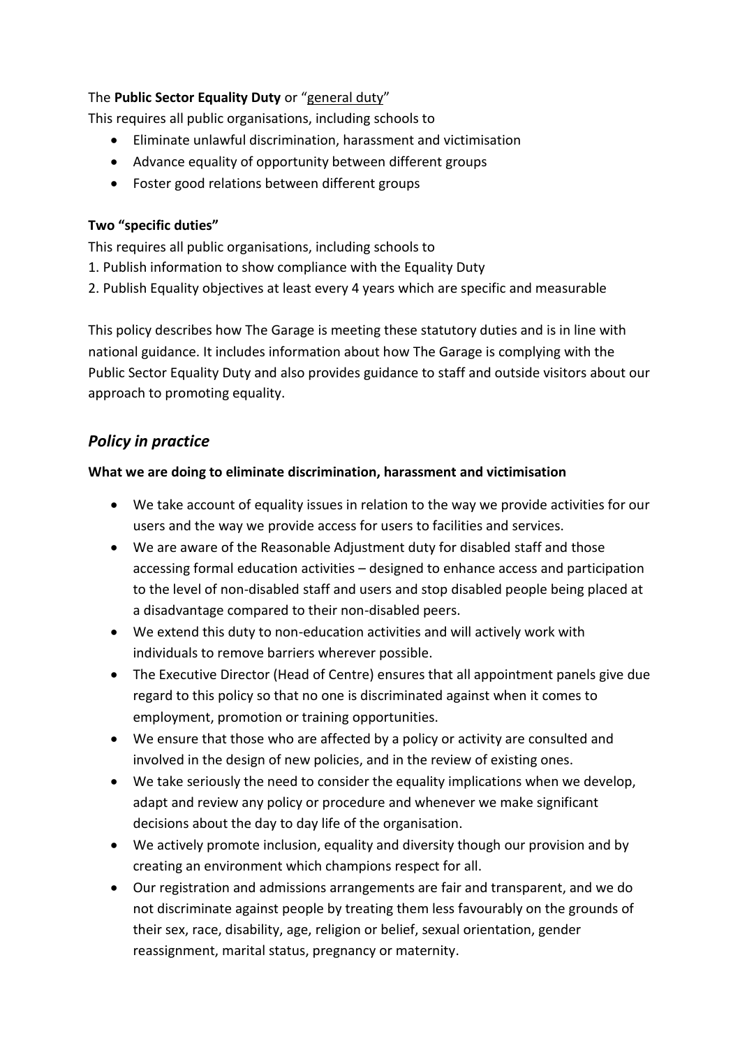The **Public Sector Equality Duty** or "general duty"

This requires all public organisations, including schools to

- Eliminate unlawful discrimination, harassment and victimisation
- Advance equality of opportunity between different groups
- Foster good relations between different groups

**Two "specific duties"**

This requires all public organisations, including schools to

1. Publish information to show compliance with the Equality Duty
2. Publish Equality objectives at least every 4 years which are specific and measurable

This policy describes how The Garage is meeting these statutory duties and is in line with national guidance. It includes information about how The Garage is complying with the Public Sector Equality Duty and also provides guidance to staff and outside visitors about our approach to promoting equality.

## *Policy in practice*

**What we are doing to eliminate discrimination, harassment and victimisation**

- We take account of equality issues in relation to the way we provide activities for our users and the way we provide access for users to facilities and services.
- We are aware of the Reasonable Adjustment duty for disabled staff and those accessing formal education activities – designed to enhance access and participation to the level of non-disabled staff and users and stop disabled people being placed at a disadvantage compared to their non-disabled peers.
- We extend this duty to non-education activities and will actively work with individuals to remove barriers wherever possible.
- The Executive Director (Head of Centre) ensures that all appointment panels give due regard to this policy so that no one is discriminated against when it comes to employment, promotion or training opportunities.
- We ensure that those who are affected by a policy or activity are consulted and involved in the design of new policies, and in the review of existing ones.
- We take seriously the need to consider the equality implications when we develop, adapt and review any policy or procedure and whenever we make significant decisions about the day to day life of the organisation.
- We actively promote inclusion, equality and diversity though our provision and by creating an environment which champions respect for all.
- Our registration and admissions arrangements are fair and transparent, and we do not discriminate against people by treating them less favourably on the grounds of their sex, race, disability, age, religion or belief, sexual orientation, gender reassignment, marital status, pregnancy or maternity.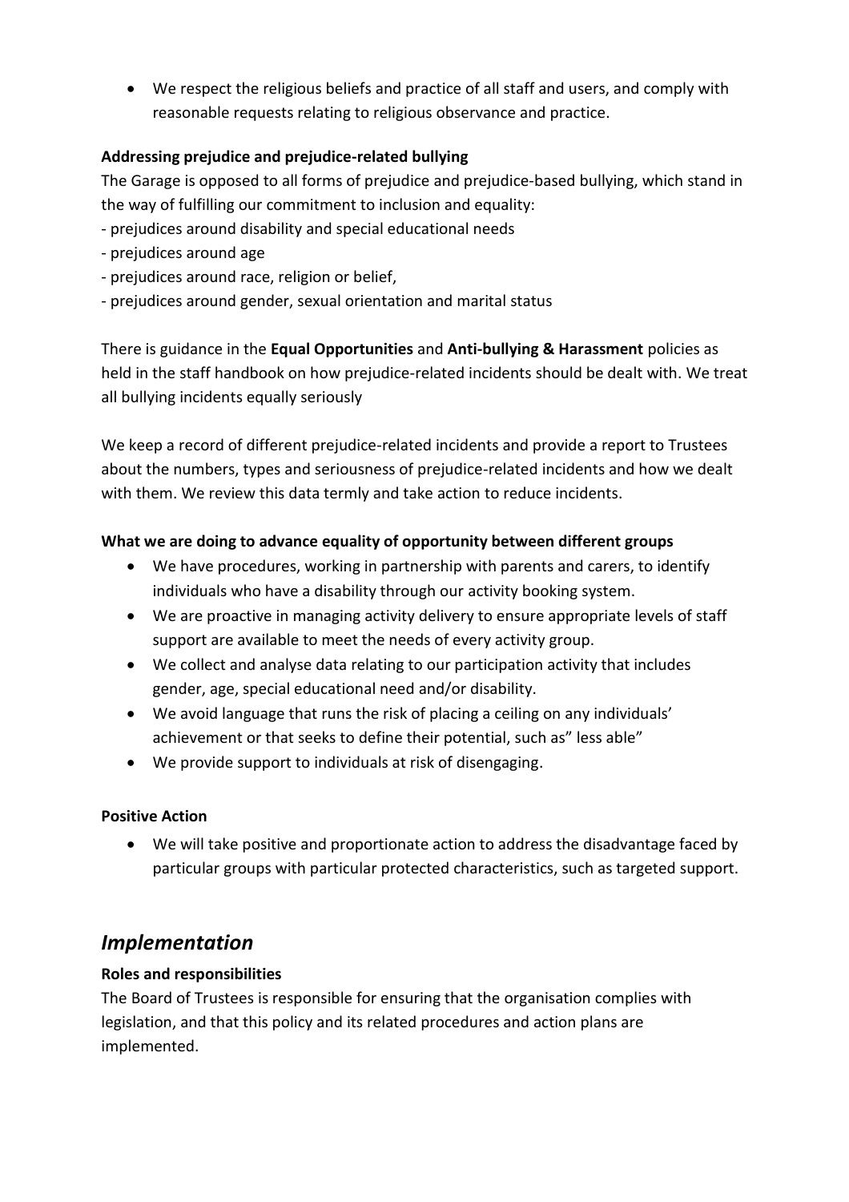- We respect the religious beliefs and practice of all staff and users, and comply with reasonable requests relating to religious observance and practice.

**Addressing prejudice and prejudice-related bullying**

The Garage is opposed to all forms of prejudice and prejudice-based bullying, which stand in the way of fulfilling our commitment to inclusion and equality:

- prejudices around disability and special educational needs
- prejudices around age
- prejudices around race, religion or belief,
- prejudices around gender, sexual orientation and marital status

There is guidance in the **Equal Opportunities** and **Anti-bullying & Harassment** policies as held in the staff handbook on how prejudice-related incidents should be dealt with. We treat all bullying incidents equally seriously

We keep a record of different prejudice-related incidents and provide a report to Trustees about the numbers, types and seriousness of prejudice-related incidents and how we dealt with them. We review this data termly and take action to reduce incidents.

**What we are doing to advance equality of opportunity between different groups**

- We have procedures, working in partnership with parents and carers, to identify individuals who have a disability through our activity booking system.
- We are proactive in managing activity delivery to ensure appropriate levels of staff support are available to meet the needs of every activity group.
- We collect and analyse data relating to our participation activity that includes gender, age, special educational need and/or disability.
- We avoid language that runs the risk of placing a ceiling on any individuals' achievement or that seeks to define their potential, such as" less able"
- We provide support to individuals at risk of disengaging.

**Positive Action**

- We will take positive and proportionate action to address the disadvantage faced by particular groups with particular protected characteristics, such as targeted support.

## *Implementation*

**Roles and responsibilities**

The Board of Trustees is responsible for ensuring that the organisation complies with legislation, and that this policy and its related procedures and action plans are implemented.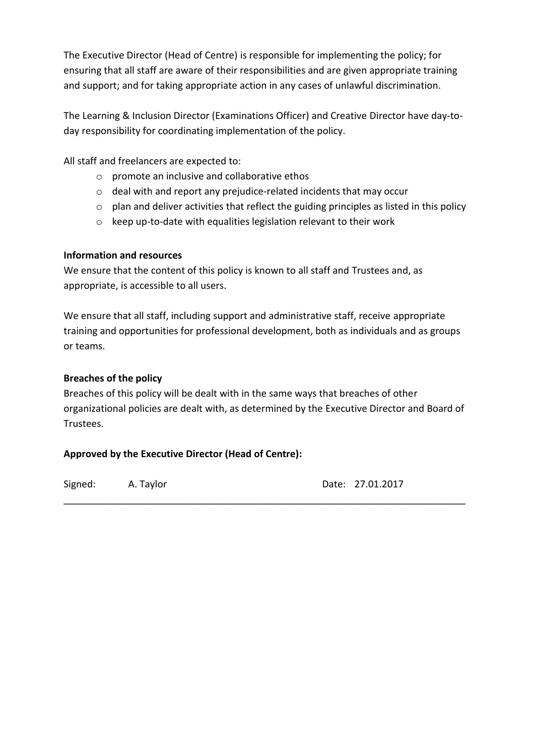The Executive Director (Head of Centre) is responsible for implementing the policy; for ensuring that all staff are aware of their responsibilities and are given appropriate training and support; and for taking appropriate action in any cases of unlawful discrimination.

The Learning & Inclusion Director (Examinations Officer) and Creative Director have day-to-day responsibility for coordinating implementation of the policy.

All staff and freelancers are expected to:

- promote an inclusive and collaborative ethos
- deal with and report any prejudice-related incidents that may occur
- plan and deliver activities that reflect the guiding principles as listed in this policy
- keep up-to-date with equalities legislation relevant to their work

**Information and resources**

We ensure that the content of this policy is known to all staff and Trustees and, as appropriate, is accessible to all users.

We ensure that all staff, including support and administrative staff, receive appropriate training and opportunities for professional development, both as individuals and as groups or teams.

**Breaches of the policy**

Breaches of this policy will be dealt with in the same ways that breaches of other organizational policies are dealt with, as determined by the Executive Director and Board of Trustees.

**Approved by the Executive Director (Head of Centre):**

Signed: A. Taylor Date: 27.01.2017